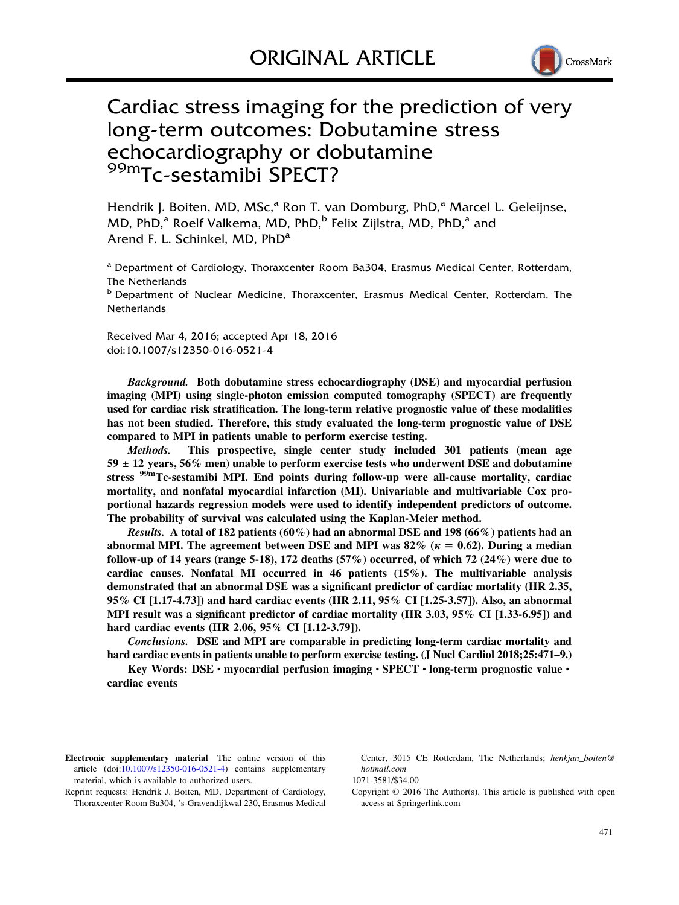ORIGINAL ARTICLE

# Cardiac stress imaging for the prediction of very long-term outcomes: Dobutamine stress echocardiography or dobutamine $^{99m}$Tc-sestamibi SPECT?

Hendrik J. Boiten, MD, MSc,[a] Ron T. van Domburg, PhD,[a] Marcel L. Geleijnse, MD, PhD,[a] Roelf Valkema, MD, PhD,[b] Felix Zijlstra, MD, PhD,[a] and Arend F. L. Schinkel, MD, PhD[a]

[a] Department of Cardiology, Thoraxcenter Room Ba304, Erasmus Medical Center, Rotterdam, The Netherlands

[b] Department of Nuclear Medicine, Thoraxcenter, Erasmus Medical Center, Rotterdam, The Netherlands

Received Mar 4, 2016; accepted Apr 18, 2016
doi:10.1007/s12350-016-0521-4

***Background.*** **Both dobutamine stress echocardiography (DSE) and myocardial perfusion imaging (MPI) using single-photon emission computed tomography (SPECT) are frequently used for cardiac risk stratification. The long-term relative prognostic value of these modalities has not been studied. Therefore, this study evaluated the long-term prognostic value of DSE compared to MPI in patients unable to perform exercise testing.**

***Methods.*** **This prospective, single center study included 301 patients (mean age 59 ± 12 years, 56% men) unable to perform exercise tests who underwent DSE and dobutamine stress $^{99m}$Tc-sestamibi MPI. End points during follow-up were all-cause mortality, cardiac mortality, and nonfatal myocardial infarction (MI). Univariable and multivariable Cox proportional hazards regression models were used to identify independent predictors of outcome. The probability of survival was calculated using the Kaplan-Meier method.**

***Results.*** **A total of 182 patients (60%) had an abnormal DSE and 198 (66%) patients had an abnormal MPI. The agreement between DSE and MPI was 82% ($\kappa = 0.62$). During a median follow-up of 14 years (range 5-18), 172 deaths (57%) occurred, of which 72 (24%) were due to cardiac causes. Nonfatal MI occurred in 46 patients (15%). The multivariable analysis demonstrated that an abnormal DSE was a significant predictor of cardiac mortality (HR 2.35, 95% CI [1.17-4.73]) and hard cardiac events (HR 2.11, 95% CI [1.25-3.57]). Also, an abnormal MPI result was a significant predictor of cardiac mortality (HR 3.03, 95% CI [1.33-6.95]) and hard cardiac events (HR 2.06, 95% CI [1.12-3.79]).**

***Conclusions.*** **DSE and MPI are comparable in predicting long-term cardiac mortality and hard cardiac events in patients unable to perform exercise testing. (J Nucl Cardiol 2018;25:471–9.)**

**Key Words: DSE · myocardial perfusion imaging · SPECT · long-term prognostic value · cardiac events**

**Electronic supplementary material** The online version of this article (doi:10.1007/s12350-016-0521-4) contains supplementary material, which is available to authorized users.

Reprint requests: Hendrik J. Boiten, MD, Department of Cardiology, Thoraxcenter Room Ba304, 's-Gravendijkwal 230, Erasmus Medical Center, 3015 CE Rotterdam, The Netherlands; *henkjan_boiten@hotmail.com*

1071-3581/$34.00

Copyright © 2016 The Author(s). This article is published with open access at Springerlink.com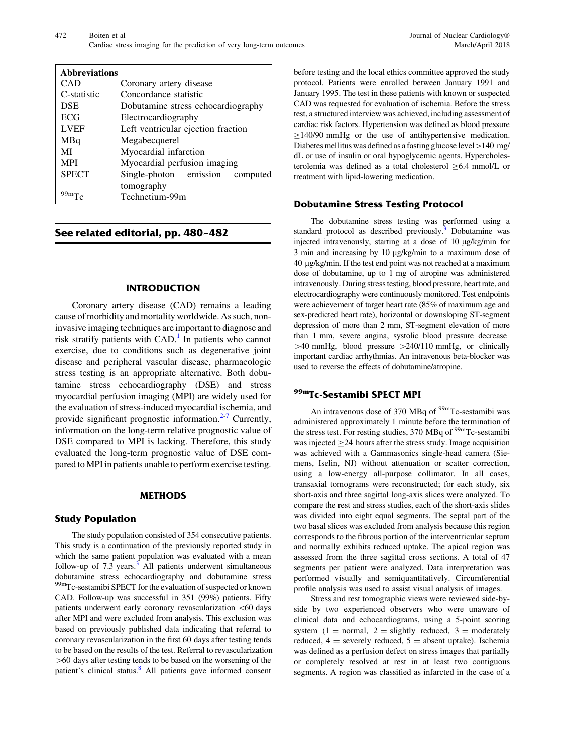| Abbreviations | |
|---|---|
| CAD | Coronary artery disease |
| C-statistic | Concordance statistic |
| DSE | Dobutamine stress echocardiography |
| ECG | Electrocardiography |
| LVEF | Left ventricular ejection fraction |
| MBq | Megabecquerel |
| MI | Myocardial infarction |
| MPI | Myocardial perfusion imaging |
| SPECT | Single-photon emission computed tomography |
| $^{99m}$Tc | Technetium-99m |

**See related editorial, pp. 480–482**

## INTRODUCTION

Coronary artery disease (CAD) remains a leading cause of morbidity and mortality worldwide. As such, non-invasive imaging techniques are important to diagnose and risk stratify patients with CAD.[1] In patients who cannot exercise, due to conditions such as degenerative joint disease and peripheral vascular disease, pharmacologic stress testing is an appropriate alternative. Both dobutamine stress echocardiography (DSE) and stress myocardial perfusion imaging (MPI) are widely used for the evaluation of stress-induced myocardial ischemia, and provide significant prognostic information.[2-7] Currently, information on the long-term relative prognostic value of DSE compared to MPI is lacking. Therefore, this study evaluated the long-term prognostic value of DSE compared to MPI in patients unable to perform exercise testing.

## METHODS

### Study Population

The study population consisted of 354 consecutive patients. This study is a continuation of the previously reported study in which the same patient population was evaluated with a mean follow-up of 7.3 years.[3] All patients underwent simultaneous dobutamine stress echocardiography and dobutamine stress $^{99m}$Tc-sestamibi SPECT for the evaluation of suspected or known CAD. Follow-up was successful in 351 (99%) patients. Fifty patients underwent early coronary revascularization <60 days after MPI and were excluded from analysis. This exclusion was based on previously published data indicating that referral to coronary revascularization in the first 60 days after testing tends to be based on the results of the test. Referral to revascularization >60 days after testing tends to be based on the worsening of the patient's clinical status.[8] All patients gave informed consent before testing and the local ethics committee approved the study protocol. Patients were enrolled between January 1991 and January 1995. The test in these patients with known or suspected CAD was requested for evaluation of ischemia. Before the stress test, a structured interview was achieved, including assessment of cardiac risk factors. Hypertension was defined as blood pressure ≥140/90 mmHg or the use of antihypertensive medication. Diabetes mellitus was defined as a fasting glucose level >140 mg/dL or use of insulin or oral hypoglycemic agents. Hypercholesterolemia was defined as a total cholesterol ≥6.4 mmol/L or treatment with lipid-lowering medication.

### Dobutamine Stress Testing Protocol

The dobutamine stress testing was performed using a standard protocol as described previously.[3] Dobutamine was injected intravenously, starting at a dose of 10 μg/kg/min for 3 min and increasing by 10 μg/kg/min to a maximum dose of 40 μg/kg/min. If the test end point was not reached at a maximum dose of dobutamine, up to 1 mg of atropine was administered intravenously. During stress testing, blood pressure, heart rate, and electrocardiography were continuously monitored. Test endpoints were achievement of target heart rate (85% of maximum age and sex-predicted heart rate), horizontal or downsloping ST-segment depression of more than 2 mm, ST-segment elevation of more than 1 mm, severe angina, systolic blood pressure decrease >40 mmHg, blood pressure >240/110 mmHg, or clinically important cardiac arrhythmias. An intravenous beta-blocker was used to reverse the effects of dobutamine/atropine.

### $^{99m}$Tc-Sestamibi SPECT MPI

An intravenous dose of 370 MBq of $^{99m}$Tc-sestamibi was administered approximately 1 minute before the termination of the stress test. For resting studies, 370 MBq of $^{99m}$Tc-sestamibi was injected ≥24 hours after the stress study. Image acquisition was achieved with a Gammasonics single-head camera (Siemens, Iselin, NJ) without attenuation or scatter correction, using a low-energy all-purpose collimator. In all cases, transaxial tomograms were reconstructed; for each study, six short-axis and three sagittal long-axis slices were analyzed. To compare the rest and stress studies, each of the short-axis slides was divided into eight equal segments. The septal part of the two basal slices was excluded from analysis because this region corresponds to the fibrous portion of the interventricular septum and normally exhibits reduced uptake. The apical region was assessed from the three sagittal cross sections. A total of 47 segments per patient were analyzed. Data interpretation was performed visually and semiquantitatively. Circumferential profile analysis was used to assist visual analysis of images.

Stress and rest tomographic views were reviewed side-by-side by two experienced observers who were unaware of clinical data and echocardiograms, using a 5-point scoring system (1 = normal, 2 = slightly reduced, 3 = moderately reduced, 4 = severely reduced, 5 = absent uptake). Ischemia was defined as a perfusion defect on stress images that partially or completely resolved at rest in at least two contiguous segments. A region was classified as infarcted in the case of a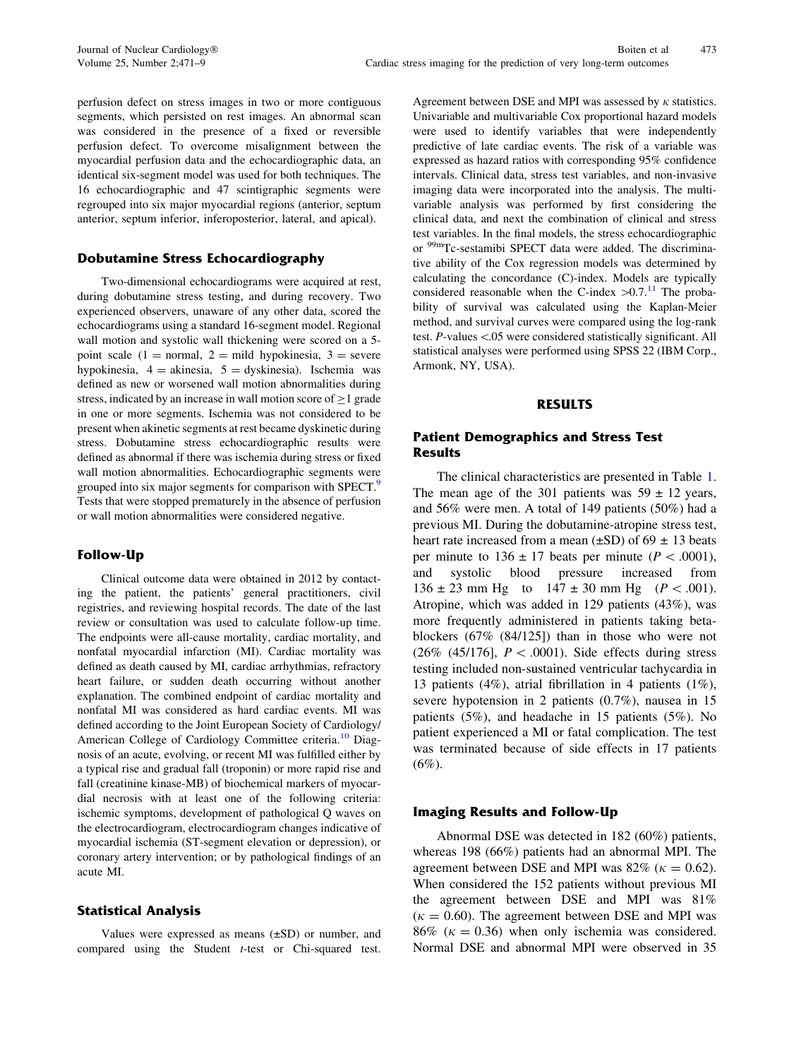perfusion defect on stress images in two or more contiguous segments, which persisted on rest images. An abnormal scan was considered in the presence of a fixed or reversible perfusion defect. To overcome misalignment between the myocardial perfusion data and the echocardiographic data, an identical six-segment model was used for both techniques. The 16 echocardiographic and 47 scintigraphic segments were regrouped into six major myocardial regions (anterior, septum anterior, septum inferior, inferoposterior, lateral, and apical).

### Dobutamine Stress Echocardiography

Two-dimensional echocardiograms were acquired at rest, during dobutamine stress testing, and during recovery. Two experienced observers, unaware of any other data, scored the echocardiograms using a standard 16-segment model. Regional wall motion and systolic wall thickening were scored on a 5-point scale (1 = normal, 2 = mild hypokinesia, 3 = severe hypokinesia, 4 = akinesia, 5 = dyskinesia). Ischemia was defined as new or worsened wall motion abnormalities during stress, indicated by an increase in wall motion score of $\geq$1 grade in one or more segments. Ischemia was not considered to be present when akinetic segments at rest became dyskinetic during stress. Dobutamine stress echocardiographic results were defined as abnormal if there was ischemia during stress or fixed wall motion abnormalities. Echocardiographic segments were grouped into six major segments for comparison with SPECT.[9] Tests that were stopped prematurely in the absence of perfusion or wall motion abnormalities were considered negative.

### Follow-Up

Clinical outcome data were obtained in 2012 by contacting the patient, the patients' general practitioners, civil registries, and reviewing hospital records. The date of the last review or consultation was used to calculate follow-up time. The endpoints were all-cause mortality, cardiac mortality, and nonfatal myocardial infarction (MI). Cardiac mortality was defined as death caused by MI, cardiac arrhythmias, refractory heart failure, or sudden death occurring without another explanation. The combined endpoint of cardiac mortality and nonfatal MI was considered as hard cardiac events. MI was defined according to the Joint European Society of Cardiology/American College of Cardiology Committee criteria.[10] Diagnosis of an acute, evolving, or recent MI was fulfilled either by a typical rise and gradual fall (troponin) or more rapid rise and fall (creatinine kinase-MB) of biochemical markers of myocardial necrosis with at least one of the following criteria: ischemic symptoms, development of pathological Q waves on the electrocardiogram, electrocardiogram changes indicative of myocardial ischemia (ST-segment elevation or depression), or coronary artery intervention; or by pathological findings of an acute MI.

### Statistical Analysis

Values were expressed as means (±SD) or number, and compared using the Student *t*-test or Chi-squared test. Agreement between DSE and MPI was assessed by $\kappa$ statistics. Univariable and multivariable Cox proportional hazard models were used to identify variables that were independently predictive of late cardiac events. The risk of a variable was expressed as hazard ratios with corresponding 95% confidence intervals. Clinical data, stress test variables, and non-invasive imaging data were incorporated into the analysis. The multivariable analysis was performed by first considering the clinical data, and next the combination of clinical and stress test variables. In the final models, the stress echocardiographic or $^{99m}$Tc-sestamibi SPECT data were added. The discriminative ability of the Cox regression models was determined by calculating the concordance (C)-index. Models are typically considered reasonable when the C-index >0.7.[11] The probability of survival was calculated using the Kaplan-Meier method, and survival curves were compared using the log-rank test. *P*-values <.05 were considered statistically significant. All statistical analyses were performed using SPSS 22 (IBM Corp., Armonk, NY, USA).

## RESULTS

### Patient Demographics and Stress Test Results

The clinical characteristics are presented in Table 1. The mean age of the 301 patients was 59 ± 12 years, and 56% were men. A total of 149 patients (50%) had a previous MI. During the dobutamine-atropine stress test, heart rate increased from a mean (±SD) of 69 ± 13 beats per minute to 136 ± 17 beats per minute ($P < .0001$), and systolic blood pressure increased from 136 ± 23 mm Hg to 147 ± 30 mm Hg ($P < .001$). Atropine, which was added in 129 patients (43%), was more frequently administered in patients taking beta-blockers (67% (84/125]) than in those who were not (26% (45/176], $P < .0001$). Side effects during stress testing included non-sustained ventricular tachycardia in 13 patients (4%), atrial fibrillation in 4 patients (1%), severe hypotension in 2 patients (0.7%), nausea in 15 patients (5%), and headache in 15 patients (5%). No patient experienced a MI or fatal complication. The test was terminated because of side effects in 17 patients (6%).

### Imaging Results and Follow-Up

Abnormal DSE was detected in 182 (60%) patients, whereas 198 (66%) patients had an abnormal MPI. The agreement between DSE and MPI was 82% ($\kappa = 0.62$). When considered the 152 patients without previous MI the agreement between DSE and MPI was 81% ($\kappa = 0.60$). The agreement between DSE and MPI was 86% ($\kappa = 0.36$) when only ischemia was considered. Normal DSE and abnormal MPI were observed in 35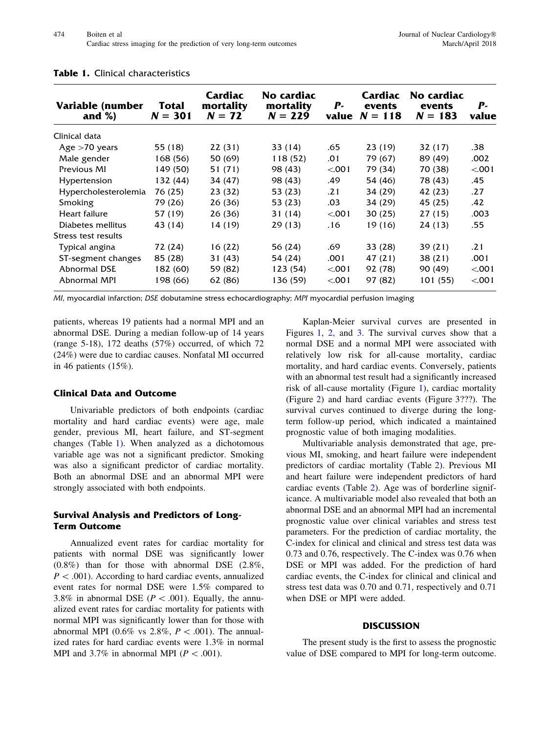**Table 1.** Clinical characteristics

| Variable (number and %) | Total N = 301 | Cardiac mortality N = 72 | No cardiac mortality N = 229 | P-value | Cardiac events N = 118 | No cardiac events N = 183 | P-value |
|---|---|---|---|---|---|---|---|
| Clinical data | | | | | | | |
| Age >70 years | 55 (18) | 22 (31) | 33 (14) | .65 | 23 (19) | 32 (17) | .38 |
| Male gender | 168 (56) | 50 (69) | 118 (52) | .01 | 79 (67) | 89 (49) | .002 |
| Previous MI | 149 (50) | 51 (71) | 98 (43) | <.001 | 79 (34) | 70 (38) | <.001 |
| Hypertension | 132 (44) | 34 (47) | 98 (43) | .49 | 54 (46) | 78 (43) | .45 |
| Hypercholesterolemia | 76 (25) | 23 (32) | 53 (23) | .21 | 34 (29) | 42 (23) | .27 |
| Smoking | 79 (26) | 26 (36) | 53 (23) | .03 | 34 (29) | 45 (25) | .42 |
| Heart failure | 57 (19) | 26 (36) | 31 (14) | <.001 | 30 (25) | 27 (15) | .003 |
| Diabetes mellitus | 43 (14) | 14 (19) | 29 (13) | .16 | 19 (16) | 24 (13) | .55 |
| Stress test results | | | | | | | |
| Typical angina | 72 (24) | 16 (22) | 56 (24) | .69 | 33 (28) | 39 (21) | .21 |
| ST-segment changes | 85 (28) | 31 (43) | 54 (24) | .001 | 47 (21) | 38 (21) | .001 |
| Abnormal DSE | 182 (60) | 59 (82) | 123 (54) | <.001 | 92 (78) | 90 (49) | <.001 |
| Abnormal MPI | 198 (66) | 62 (86) | 136 (59) | <.001 | 97 (82) | 101 (55) | <.001 |

*MI*, myocardial infarction; *DSE* dobutamine stress echocardiography; *MPI* myocardial perfusion imaging

patients, whereas 19 patients had a normal MPI and an abnormal DSE. During a median follow-up of 14 years (range 5-18), 172 deaths (57%) occurred, of which 72 (24%) were due to cardiac causes. Nonfatal MI occurred in 46 patients (15%).

### Clinical Data and Outcome

Univariable predictors of both endpoints (cardiac mortality and hard cardiac events) were age, male gender, previous MI, heart failure, and ST-segment changes (Table 1). When analyzed as a dichotomous variable age was not a significant predictor. Smoking was also a significant predictor of cardiac mortality. Both an abnormal DSE and an abnormal MPI were strongly associated with both endpoints.

### Survival Analysis and Predictors of Long-Term Outcome

Annualized event rates for cardiac mortality for patients with normal DSE was significantly lower (0.8%) than for those with abnormal DSE (2.8%, $P < .001$). According to hard cardiac events, annualized event rates for normal DSE were 1.5% compared to 3.8% in abnormal DSE ($P < .001$). Equally, the annualized event rates for cardiac mortality for patients with normal MPI was significantly lower than for those with abnormal MPI (0.6% vs 2.8%, $P < .001$). The annualized rates for hard cardiac events were 1.3% in normal MPI and 3.7% in abnormal MPI ($P < .001$).

Kaplan-Meier survival curves are presented in Figures 1, 2, and 3. The survival curves show that a normal DSE and a normal MPI were associated with relatively low risk for all-cause mortality, cardiac mortality, and hard cardiac events. Conversely, patients with an abnormal test result had a significantly increased risk of all-cause mortality (Figure 1), cardiac mortality (Figure 2) and hard cardiac events (Figure 3???). The survival curves continued to diverge during the long-term follow-up period, which indicated a maintained prognostic value of both imaging modalities.

Multivariable analysis demonstrated that age, previous MI, smoking, and heart failure were independent predictors of cardiac mortality (Table 2). Previous MI and heart failure were independent predictors of hard cardiac events (Table 2). Age was of borderline significance. A multivariable model also revealed that both an abnormal DSE and an abnormal MPI had an incremental prognostic value over clinical variables and stress test parameters. For the prediction of cardiac mortality, the C-index for clinical and clinical and stress test data was 0.73 and 0.76, respectively. The C-index was 0.76 when DSE or MPI was added. For the prediction of hard cardiac events, the C-index for clinical and clinical and stress test data was 0.70 and 0.71, respectively and 0.71 when DSE or MPI were added.

## DISCUSSION

The present study is the first to assess the prognostic value of DSE compared to MPI for long-term outcome.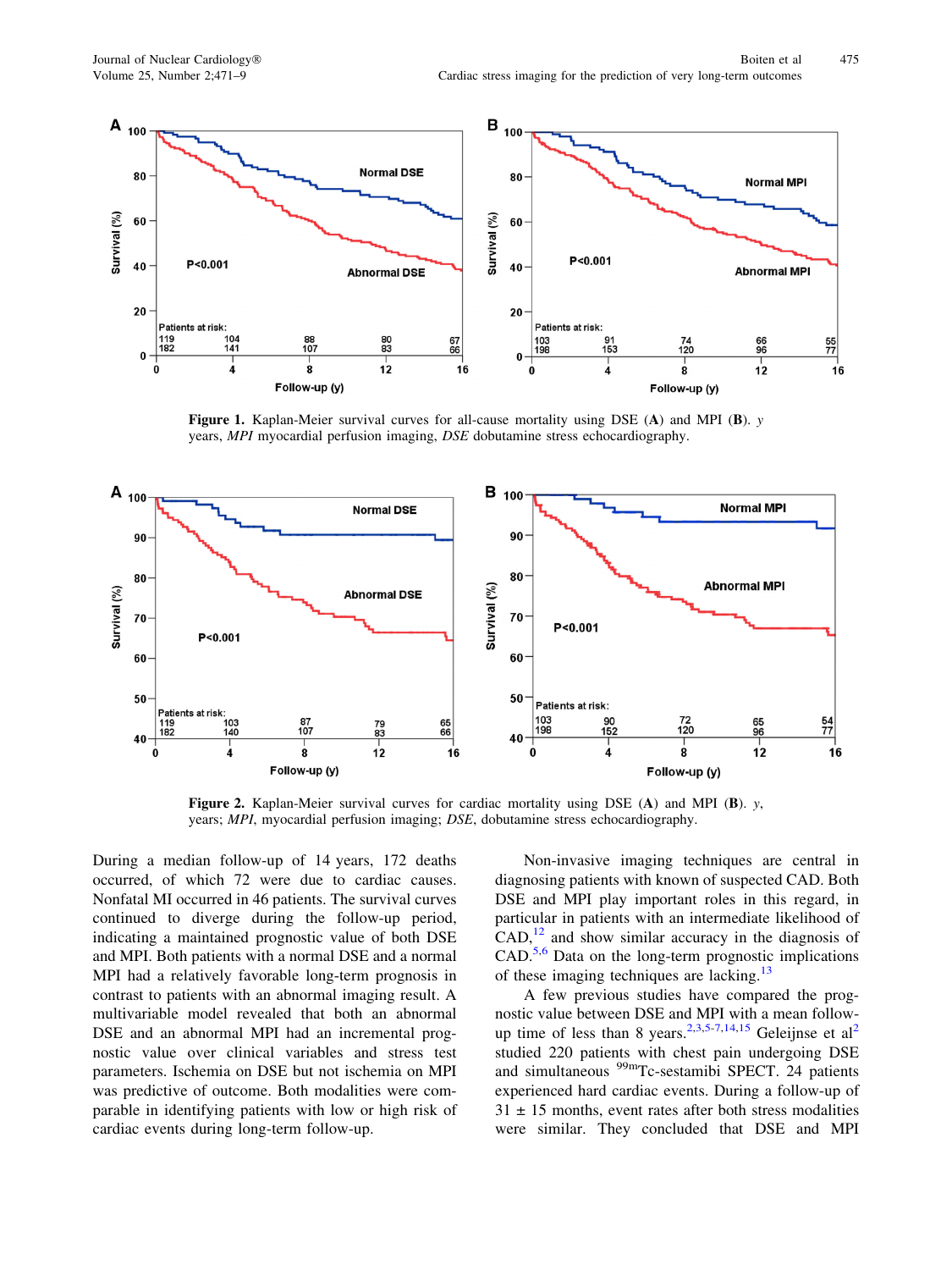**Figure 1.** Kaplan-Meier survival curves for all-cause mortality using DSE (**A**) and MPI (**B**). *y* years, *MPI* myocardial perfusion imaging, *DSE* dobutamine stress echocardiography.

**Figure 2.** Kaplan-Meier survival curves for cardiac mortality using DSE (**A**) and MPI (**B**). *y*, years; *MPI*, myocardial perfusion imaging; *DSE*, dobutamine stress echocardiography.

During a median follow-up of 14 years, 172 deaths occurred, of which 72 were due to cardiac causes. Nonfatal MI occurred in 46 patients. The survival curves continued to diverge during the follow-up period, indicating a maintained prognostic value of both DSE and MPI. Both patients with a normal DSE and a normal MPI had a relatively favorable long-term prognosis in contrast to patients with an abnormal imaging result. A multivariable model revealed that both an abnormal DSE and an abnormal MPI had an incremental prognostic value over clinical variables and stress test parameters. Ischemia on DSE but not ischemia on MPI was predictive of outcome. Both modalities were comparable in identifying patients with low or high risk of cardiac events during long-term follow-up.

Non-invasive imaging techniques are central in diagnosing patients with known of suspected CAD. Both DSE and MPI play important roles in this regard, in particular in patients with an intermediate likelihood of CAD,[12] and show similar accuracy in the diagnosis of CAD.[5,6] Data on the long-term prognostic implications of these imaging techniques are lacking.[13]

A few previous studies have compared the prognostic value between DSE and MPI with a mean follow-up time of less than 8 years.[2,3,5-7,14,15] Geleijnse et al[2] studied 220 patients with chest pain undergoing DSE and simultaneous $^{99m}$Tc-sestamibi SPECT. 24 patients experienced hard cardiac events. During a follow-up of 31 ± 15 months, event rates after both stress modalities were similar. They concluded that DSE and MPI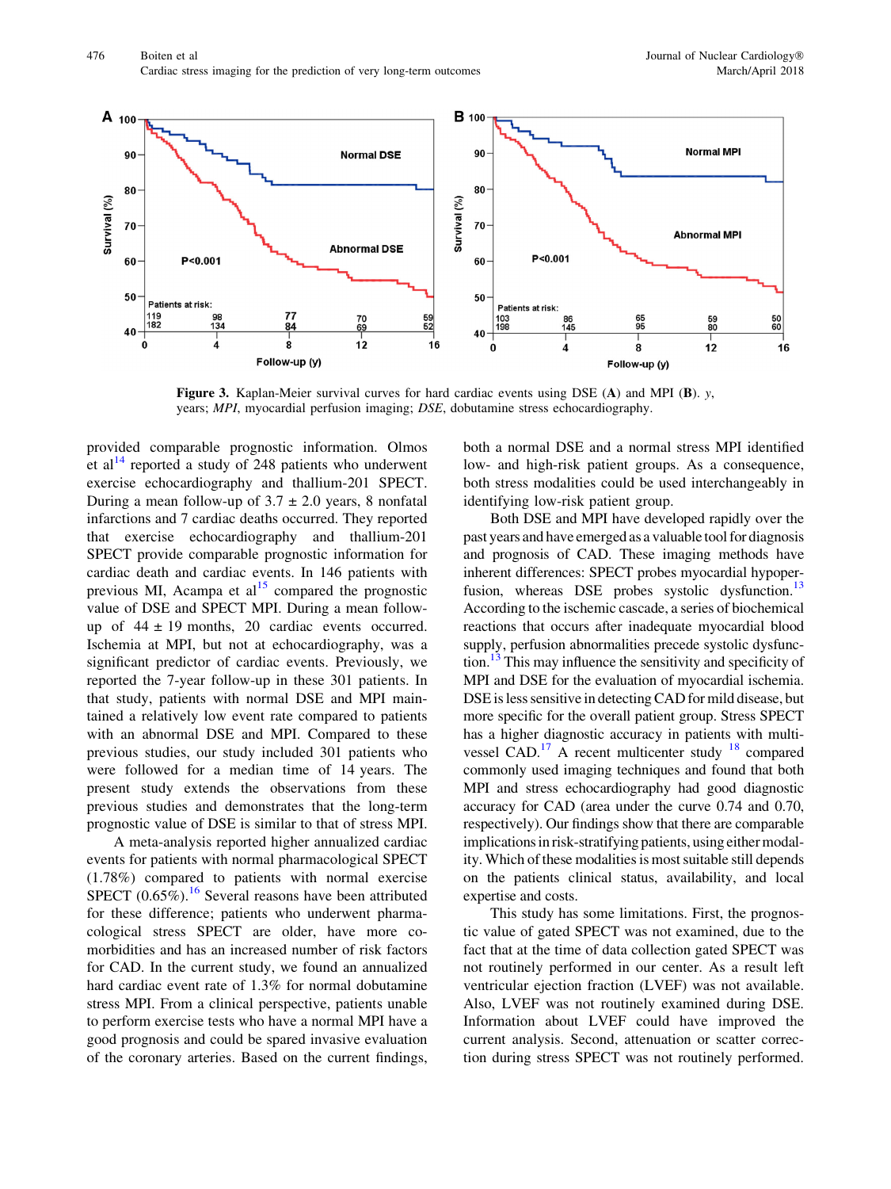Figure 3. Kaplan-Meier survival curves for hard cardiac events using DSE (A) and MPI (B). y, years; *MPI*, myocardial perfusion imaging; *DSE*, dobutamine stress echocardiography.

provided comparable prognostic information. Olmos et al[14] reported a study of 248 patients who underwent exercise echocardiography and thallium-201 SPECT. During a mean follow-up of 3.7 ± 2.0 years, 8 nonfatal infarctions and 7 cardiac deaths occurred. They reported that exercise echocardiography and thallium-201 SPECT provide comparable prognostic information for cardiac death and cardiac events. In 146 patients with previous MI, Acampa et al[15] compared the prognostic value of DSE and SPECT MPI. During a mean follow-up of 44 ± 19 months, 20 cardiac events occurred. Ischemia at MPI, but not at echocardiography, was a significant predictor of cardiac events. Previously, we reported the 7-year follow-up in these 301 patients. In that study, patients with normal DSE and MPI maintained a relatively low event rate compared to patients with an abnormal DSE and MPI. Compared to these previous studies, our study included 301 patients who were followed for a median time of 14 years. The present study extends the observations from these previous studies and demonstrates that the long-term prognostic value of DSE is similar to that of stress MPI.

A meta-analysis reported higher annualized cardiac events for patients with normal pharmacological SPECT (1.78%) compared to patients with normal exercise SPECT (0.65%).[16] Several reasons have been attributed for these difference; patients who underwent pharmacological stress SPECT are older, have more comorbidities and has an increased number of risk factors for CAD. In the current study, we found an annualized hard cardiac event rate of 1.3% for normal dobutamine stress MPI. From a clinical perspective, patients unable to perform exercise tests who have a normal MPI have a good prognosis and could be spared invasive evaluation of the coronary arteries. Based on the current findings, both a normal DSE and a normal stress MPI identified low- and high-risk patient groups. As a consequence, both stress modalities could be used interchangeably in identifying low-risk patient group.

Both DSE and MPI have developed rapidly over the past years and have emerged as a valuable tool for diagnosis and prognosis of CAD. These imaging methods have inherent differences: SPECT probes myocardial hypoperfusion, whereas DSE probes systolic dysfunction.[13] According to the ischemic cascade, a series of biochemical reactions that occurs after inadequate myocardial blood supply, perfusion abnormalities precede systolic dysfunction.[13] This may influence the sensitivity and specificity of MPI and DSE for the evaluation of myocardial ischemia. DSE is less sensitive in detecting CAD for mild disease, but more specific for the overall patient group. Stress SPECT has a higher diagnostic accuracy in patients with multivessel CAD.[17] A recent multicenter study [18] compared commonly used imaging techniques and found that both MPI and stress echocardiography had good diagnostic accuracy for CAD (area under the curve 0.74 and 0.70, respectively). Our findings show that there are comparable implications in risk-stratifying patients, using either modality. Which of these modalities is most suitable still depends on the patients clinical status, availability, and local expertise and costs.

This study has some limitations. First, the prognostic value of gated SPECT was not examined, due to the fact that at the time of data collection gated SPECT was not routinely performed in our center. As a result left ventricular ejection fraction (LVEF) was not available. Also, LVEF was not routinely examined during DSE. Information about LVEF could have improved the current analysis. Second, attenuation or scatter correction during stress SPECT was not routinely performed.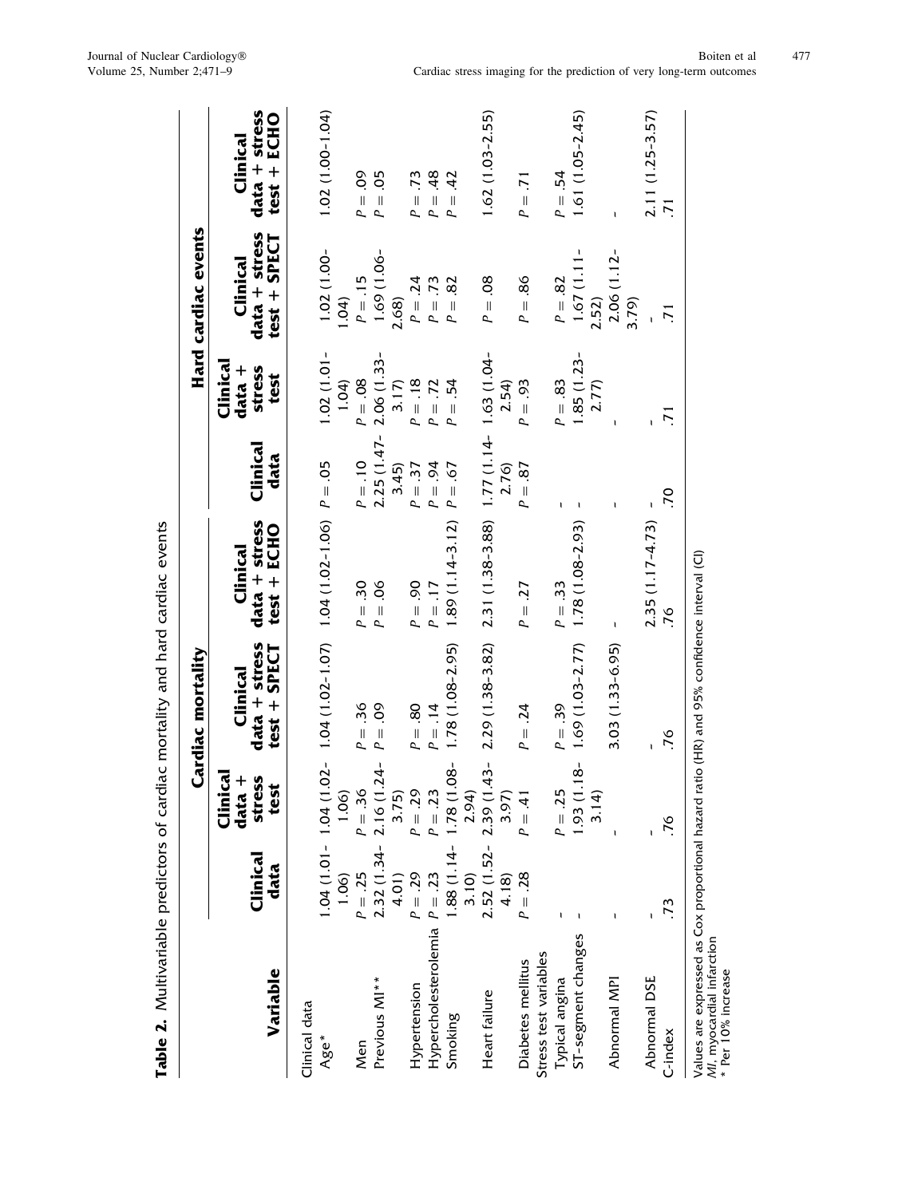**Table 2.** Multivariable predictors of cardiac mortality and hard cardiac events

| Variable | Cardiac mortality | | | | Hard cardiac events | | | |
|---|---|---|---|---|---|---|---|---|
| | Clinical data | Clinical data + stress test | Clinical data + stress test + SPECT | Clinical data + stress test + ECHO | Clinical data | Clinical data + stress test | Clinical data + stress test + SPECT | Clinical data + stress test + ECHO |
| Clinical data | | | | | | | | |
| Age* | 1.04 (1.01-1.06) | 1.04 (1.02-1.06) | 1.04 (1.02-1.07) | 1.04 (1.02-1.06) | P = .05 | 1.02 (1.01-1.04) | 1.02 (1.00-1.04) | 1.02 (1.00-1.04) |
| Men | P = .25 | P = .36 | P = .36 | P = .30 | P = .10 | P = .08 | P = .15 | P = .09 |
| Previous MI** | 2.32 (1.34-4.01) | 2.16 (1.24-3.75) | P = .09 | P = .06 | 2.25 (1.47-3.45) | 2.06 (1.33-3.17) | 1.69 (1.06-2.68) | P = .05 |
| Hypertension | P = .29 | P = .29 | P = .80 | P = .90 | P = .37 | P = .18 | P = .24 | P = .73 |
| Hypercholesterolemia | P = .23 | P = .23 | P = .14 | P = .17 | P = .94 | P = .72 | P = .73 | P = .48 |
| Smoking | 1.88 (1.14-3.10) | 1.78 (1.08-2.94) | 1.78 (1.08-2.95) | 1.89 (1.14-3.12) | P = .67 | P = .54 | P = .82 | P = .42 |
| Heart failure | 2.52 (1.52-4.18) | 2.39 (1.43-3.97) | 2.29 (1.38-3.82) | 2.31 (1.38-3.88) | 1.77 (1.14-2.76) | 1.63 (1.04-2.54) | P = .08 | 1.62 (1.03-2.55) |
| Diabetes mellitus | P = .28 | P = .41 | P = .24 | P = .27 | P = .87 | P = .93 | P = .86 | P = .71 |
| Stress test variables | | | | | | | | |
| Typical angina | - | P = .25 | P = .39 | P = .33 | - | P = .83 | P = .82 | P = .54 |
| ST-segment changes | - | 1.93 (1.18-3.14) | 1.69 (1.03-2.77) | 1.78 (1.08-2.93) | - | 1.85 (1.23-2.77) | 1.67 (1.11-2.52) | 1.61 (1.05-2.45) |
| Abnormal MPI | - | - | 3.03 (1.33-6.95) | - | - | - | 2.06 (1.12-3.79) | - |
| Abnormal DSE | - | - | - | 2.35 (1.17-4.73) | - | - | - | 2.11 (1.25-3.57) |
| C-index | .73 | .76 | .76 | .76 | .70 | .71 | .71 | .71 |

Values are expressed as Cox proportional hazard ratio (HR) and 95% confidence interval (CI)
*MI*, myocardial infarction
* Per 10% increase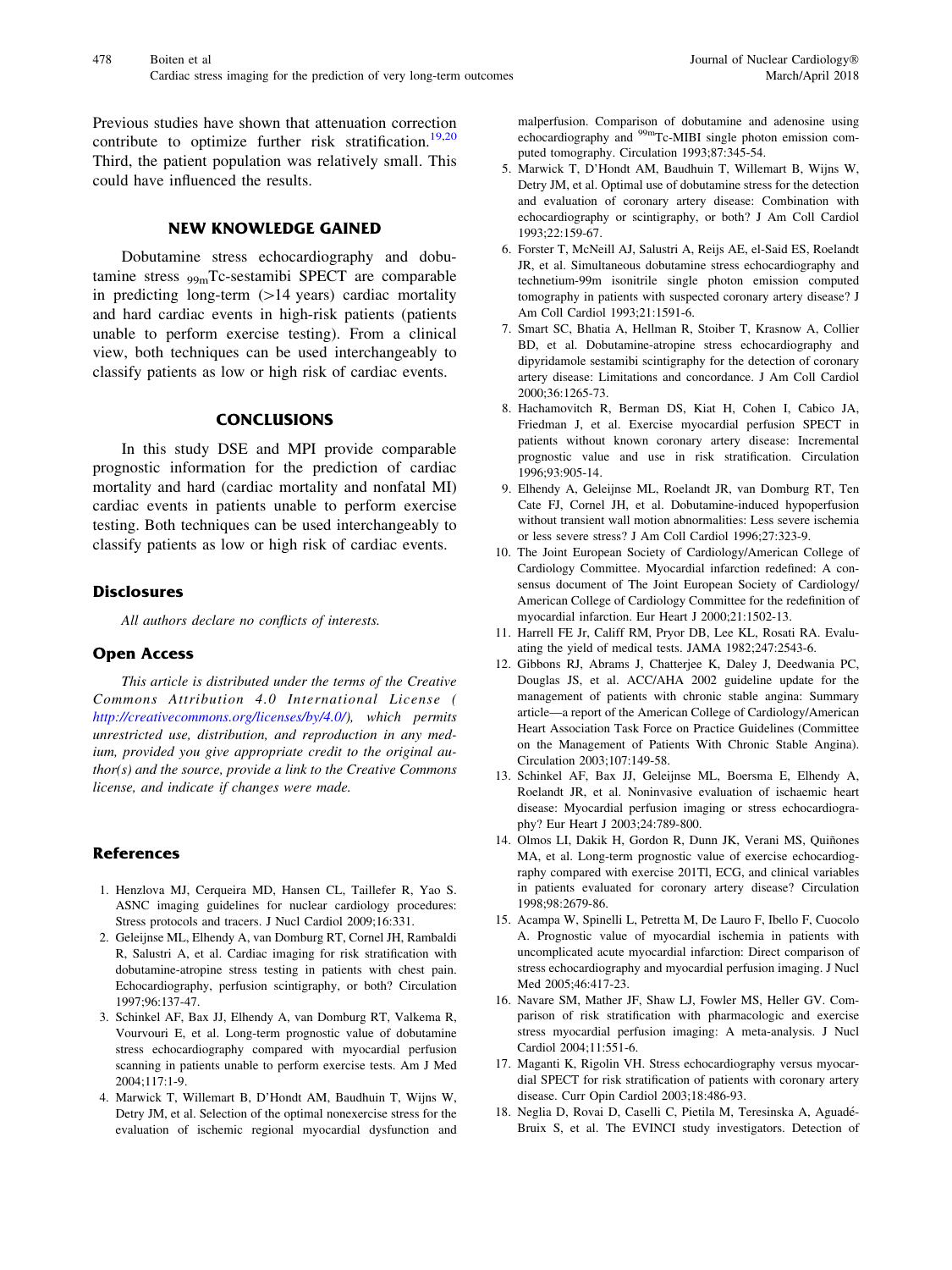Previous studies have shown that attenuation correction contribute to optimize further risk stratification.[19,20] Third, the patient population was relatively small. This could have influenced the results.

## NEW KNOWLEDGE GAINED

Dobutamine stress echocardiography and dobutamine stress $_{99m}$Tc-sestamibi SPECT are comparable in predicting long-term (>14 years) cardiac mortality and hard cardiac events in high-risk patients (patients unable to perform exercise testing). From a clinical view, both techniques can be used interchangeably to classify patients as low or high risk of cardiac events.

## CONCLUSIONS

In this study DSE and MPI provide comparable prognostic information for the prediction of cardiac mortality and hard (cardiac mortality and nonfatal MI) cardiac events in patients unable to perform exercise testing. Both techniques can be used interchangeably to classify patients as low or high risk of cardiac events.

### Disclosures

*All authors declare no conflicts of interests.*

### Open Access

*This article is distributed under the terms of the Creative Commons Attribution 4.0 International License (http://creativecommons.org/licenses/by/4.0/), which permits unrestricted use, distribution, and reproduction in any medium, provided you give appropriate credit to the original author(s) and the source, provide a link to the Creative Commons license, and indicate if changes were made.*

### References

1. Henzlova MJ, Cerqueira MD, Hansen CL, Taillefer R, Yao S. ASNC imaging guidelines for nuclear cardiology procedures: Stress protocols and tracers. J Nucl Cardiol 2009;16:331.
2. Geleijnse ML, Elhendy A, van Domburg RT, Cornel JH, Rambaldi R, Salustri A, et al. Cardiac imaging for risk stratification with dobutamine-atropine stress testing in patients with chest pain. Echocardiography, perfusion scintigraphy, or both? Circulation 1997;96:137-47.
3. Schinkel AF, Bax JJ, Elhendy A, van Domburg RT, Valkema R, Vourvouri E, et al. Long-term prognostic value of dobutamine stress echocardiography compared with myocardial perfusion scanning in patients unable to perform exercise tests. Am J Med 2004;117:1-9.
4. Marwick T, Willemart B, D'Hondt AM, Baudhuin T, Wijns W, Detry JM, et al. Selection of the optimal nonexercise stress for the evaluation of ischemic regional myocardial dysfunction and malperfusion. Comparison of dobutamine and adenosine using echocardiography and $^{99m}$Tc-MIBI single photon emission computed tomography. Circulation 1993;87:345-54.
5. Marwick T, D'Hondt AM, Baudhuin T, Willemart B, Wijns W, Detry JM, et al. Optimal use of dobutamine stress for the detection and evaluation of coronary artery disease: Combination with echocardiography or scintigraphy, or both? J Am Coll Cardiol 1993;22:159-67.
6. Forster T, McNeill AJ, Salustri A, Reijs AE, el-Said ES, Roelandt JR, et al. Simultaneous dobutamine stress echocardiography and technetium-99m isonitrile single photon emission computed tomography in patients with suspected coronary artery disease? J Am Coll Cardiol 1993;21:1591-6.
7. Smart SC, Bhatia A, Hellman R, Stoiber T, Krasnow A, Collier BD, et al. Dobutamine-atropine stress echocardiography and dipyridamole sestamibi scintigraphy for the detection of coronary artery disease: Limitations and concordance. J Am Coll Cardiol 2000;36:1265-73.
8. Hachamovitch R, Berman DS, Kiat H, Cohen I, Cabico JA, Friedman J, et al. Exercise myocardial perfusion SPECT in patients without known coronary artery disease: Incremental prognostic value and use in risk stratification. Circulation 1996;93:905-14.
9. Elhendy A, Geleijnse ML, Roelandt JR, van Domburg RT, Ten Cate FJ, Cornel JH, et al. Dobutamine-induced hypoperfusion without transient wall motion abnormalities: Less severe ischemia or less severe stress? J Am Coll Cardiol 1996;27:323-9.
10. The Joint European Society of Cardiology/American College of Cardiology Committee. Myocardial infarction redefined: A consensus document of The Joint European Society of Cardiology/American College of Cardiology Committee for the redefinition of myocardial infarction. Eur Heart J 2000;21:1502-13.
11. Harrell FE Jr, Califf RM, Pryor DB, Lee KL, Rosati RA. Evaluating the yield of medical tests. JAMA 1982;247:2543-6.
12. Gibbons RJ, Abrams J, Chatterjee K, Daley J, Deedwania PC, Douglas JS, et al. ACC/AHA 2002 guideline update for the management of patients with chronic stable angina: Summary article—a report of the American College of Cardiology/American Heart Association Task Force on Practice Guidelines (Committee on the Management of Patients With Chronic Stable Angina). Circulation 2003;107:149-58.
13. Schinkel AF, Bax JJ, Geleijnse ML, Boersma E, Elhendy A, Roelandt JR, et al. Noninvasive evaluation of ischaemic heart disease: Myocardial perfusion imaging or stress echocardiography? Eur Heart J 2003;24:789-800.
14. Olmos LI, Dakik H, Gordon R, Dunn JK, Verani MS, Quiñones MA, et al. Long-term prognostic value of exercise echocardiography compared with exercise 201Tl, ECG, and clinical variables in patients evaluated for coronary artery disease? Circulation 1998;98:2679-86.
15. Acampa W, Spinelli L, Petretta M, De Lauro F, Ibello F, Cuocolo A. Prognostic value of myocardial ischemia in patients with uncomplicated acute myocardial infarction: Direct comparison of stress echocardiography and myocardial perfusion imaging. J Nucl Med 2005;46:417-23.
16. Navare SM, Mather JF, Shaw LJ, Fowler MS, Heller GV. Comparison of risk stratification with pharmacologic and exercise stress myocardial perfusion imaging: A meta-analysis. J Nucl Cardiol 2004;11:551-6.
17. Maganti K, Rigolin VH. Stress echocardiography versus myocardial SPECT for risk stratification of patients with coronary artery disease. Curr Opin Cardiol 2003;18:486-93.
18. Neglia D, Rovai D, Caselli C, Pietila M, Teresinska A, Aguadé-Bruix S, et al. The EVINCI study investigators. Detection of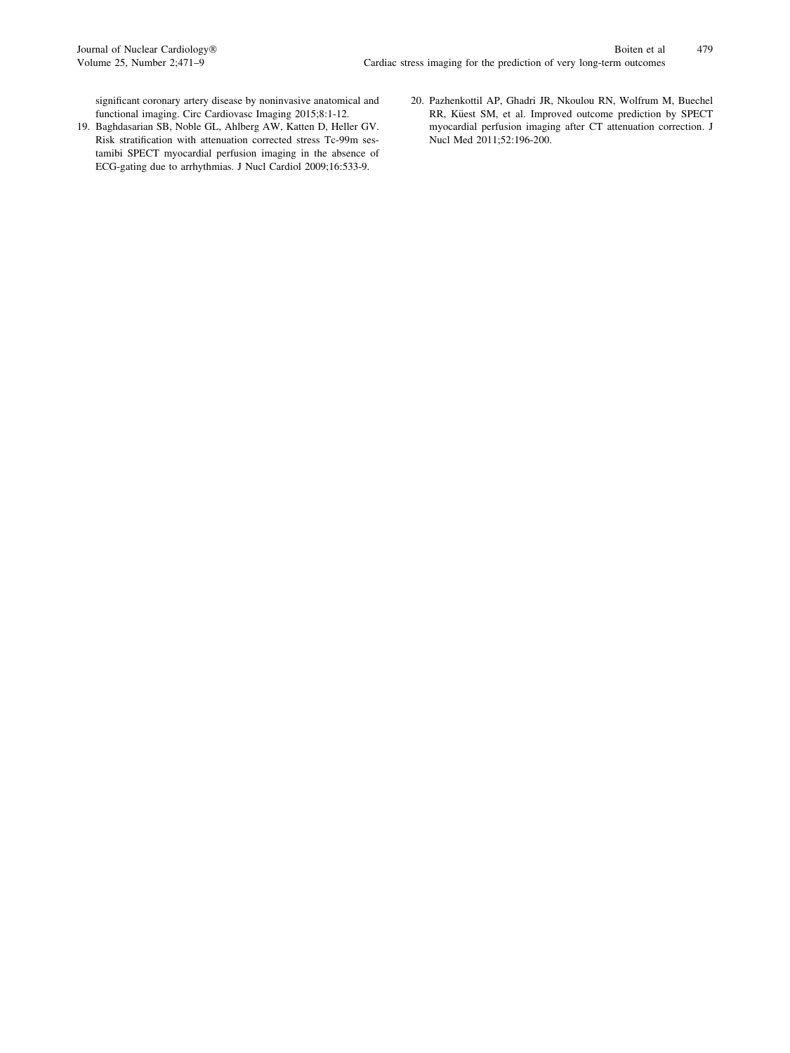significant coronary artery disease by noninvasive anatomical and functional imaging. Circ Cardiovasc Imaging 2015;8:1-12.

19. Baghdasarian SB, Noble GL, Ahlberg AW, Katten D, Heller GV. Risk stratification with attenuation corrected stress Tc-99m sestamibi SPECT myocardial perfusion imaging in the absence of ECG-gating due to arrhythmias. J Nucl Cardiol 2009;16:533-9.

20. Pazhenkottil AP, Ghadri JR, Nkoulou RN, Wolfrum M, Buechel RR, Küest SM, et al. Improved outcome prediction by SPECT myocardial perfusion imaging after CT attenuation correction. J Nucl Med 2011;52:196-200.